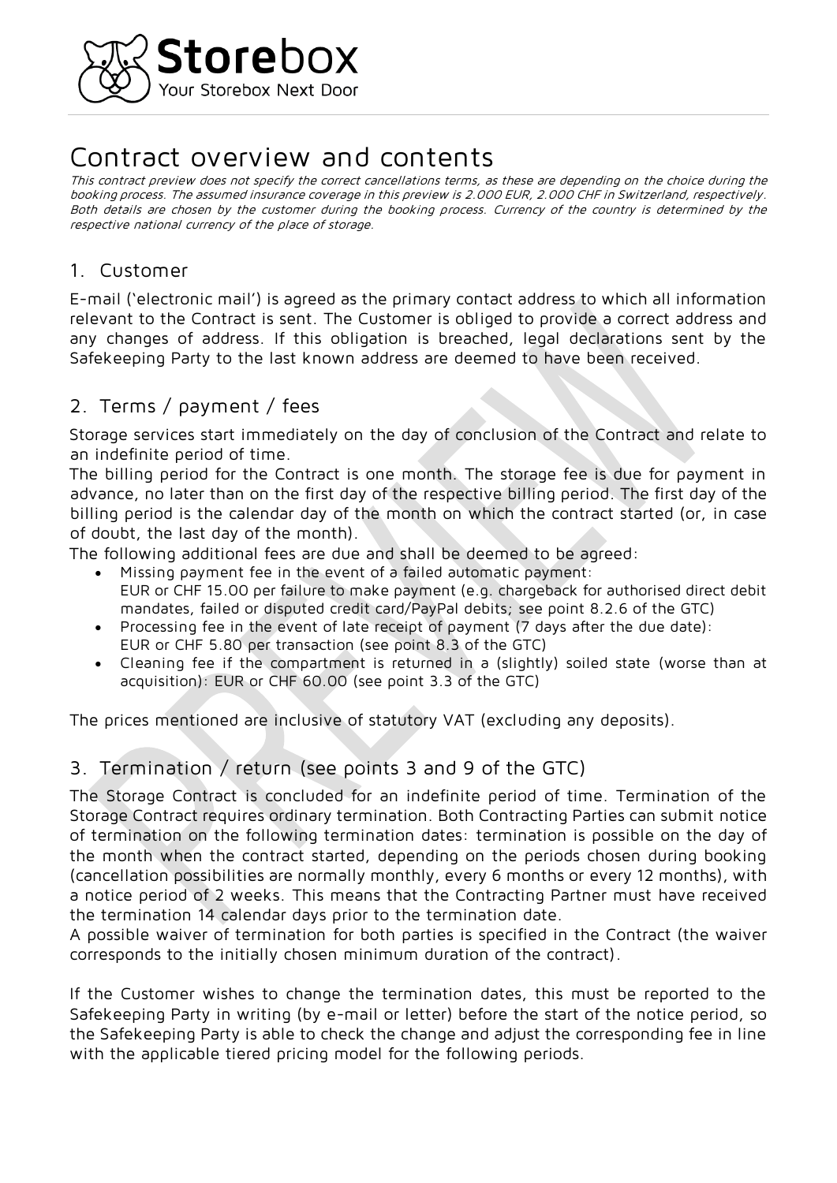# Contract overview and contents

*This contract preview does not specify the correct cancellations terms, as these are depending on the choice during the booking process. The assumed insurance coverage in this preview is 2.000 EUR, 2.000 CHF in Switzerland, respectively. Both details are chosen by the customer during the booking process. Currency of the country is determined by the respective national currency of the place of storage.*

## 1. Customer

E-mail ('electronic mail') is agreed as the primary contact address to which all information relevant to the Contract is sent. The Customer is obliged to provide a correct address and any changes of address. If this obligation is breached, legal declarations sent by the Safekeeping Party to the last known address are deemed to have been received.

## 2. Terms / payment / fees

Storage services start immediately on the day of conclusion of the Contract and relate to an indefinite period of time.

The billing period for the Contract is one month. The storage fee is due for payment in advance, no later than on the first day of the respective billing period. The first day of the billing period is the calendar day of the month on which the contract started (or, in case of doubt, the last day of the month).

The following additional fees are due and shall be deemed to be agreed:

- Missing payment fee in the event of a failed automatic payment:
  EUR or CHF 15.00 per failure to make payment (e.g. chargeback for authorised direct debit mandates, failed or disputed credit card/PayPal debits; see point 8.2.6 of the GTC)
- Processing fee in the event of late receipt of payment (7 days after the due date):
  EUR or CHF 5.80 per transaction (see point 8.3 of the GTC)
- Cleaning fee if the compartment is returned in a (slightly) soiled state (worse than at acquisition): EUR or CHF 60.00 (see point 3.3 of the GTC)

The prices mentioned are inclusive of statutory VAT (excluding any deposits).

## 3. Termination / return (see points 3 and 9 of the GTC)

The Storage Contract is concluded for an indefinite period of time. Termination of the Storage Contract requires ordinary termination. Both Contracting Parties can submit notice of termination on the following termination dates: termination is possible on the day of the month when the contract started, depending on the periods chosen during booking (cancellation possibilities are normally monthly, every 6 months or every 12 months), with a notice period of 2 weeks. This means that the Contracting Partner must have received the termination 14 calendar days prior to the termination date.

A possible waiver of termination for both parties is specified in the Contract (the waiver corresponds to the initially chosen minimum duration of the contract).

If the Customer wishes to change the termination dates, this must be reported to the Safekeeping Party in writing (by e-mail or letter) before the start of the notice period, so the Safekeeping Party is able to check the change and adjust the corresponding fee in line with the applicable tiered pricing model for the following periods.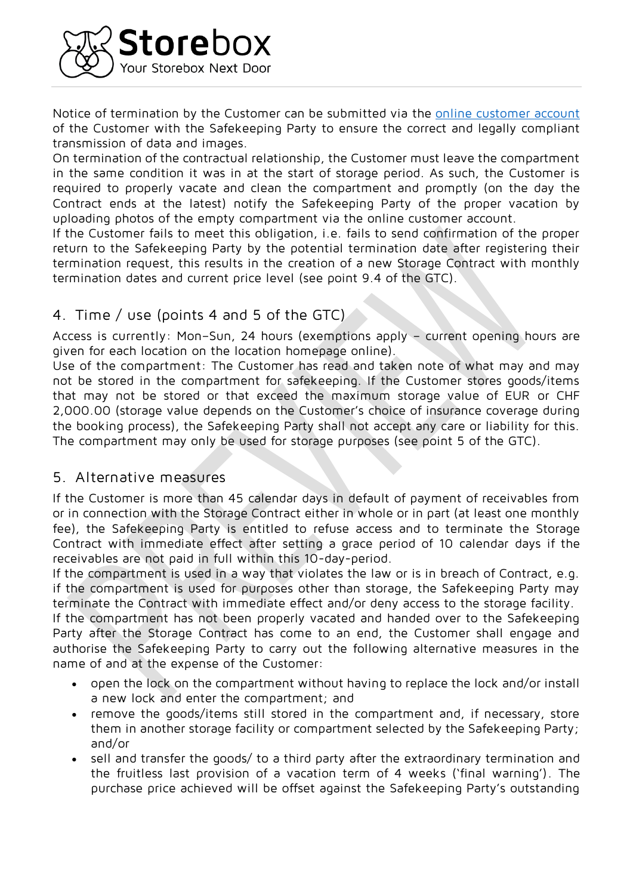Notice of termination by the Customer can be submitted via the [online customer account](#) of the Customer with the Safekeeping Party to ensure the correct and legally compliant transmission of data and images.

On termination of the contractual relationship, the Customer must leave the compartment in the same condition it was in at the start of storage period. As such, the Customer is required to properly vacate and clean the compartment and promptly (on the day the Contract ends at the latest) notify the Safekeeping Party of the proper vacation by uploading photos of the empty compartment via the online customer account.

If the Customer fails to meet this obligation, i.e. fails to send confirmation of the proper return to the Safekeeping Party by the potential termination date after registering their termination request, this results in the creation of a new Storage Contract with monthly termination dates and current price level (see point 9.4 of the GTC).

## 4. Time / use (points 4 and 5 of the GTC)

Access is currently: Mon–Sun, 24 hours (exemptions apply – current opening hours are given for each location on the location homepage online).

Use of the compartment: The Customer has read and taken note of what may and may not be stored in the compartment for safekeeping. If the Customer stores goods/items that may not be stored or that exceed the maximum storage value of EUR or CHF 2,000.00 (storage value depends on the Customer's choice of insurance coverage during the booking process), the Safekeeping Party shall not accept any care or liability for this. The compartment may only be used for storage purposes (see point 5 of the GTC).

## 5. Alternative measures

If the Customer is more than 45 calendar days in default of payment of receivables from or in connection with the Storage Contract either in whole or in part (at least one monthly fee), the Safekeeping Party is entitled to refuse access and to terminate the Storage Contract with immediate effect after setting a grace period of 10 calendar days if the receivables are not paid in full within this 10-day-period.

If the compartment is used in a way that violates the law or is in breach of Contract, e.g. if the compartment is used for purposes other than storage, the Safekeeping Party may terminate the Contract with immediate effect and/or deny access to the storage facility.

If the compartment has not been properly vacated and handed over to the Safekeeping Party after the Storage Contract has come to an end, the Customer shall engage and authorise the Safekeeping Party to carry out the following alternative measures in the name of and at the expense of the Customer:

- open the lock on the compartment without having to replace the lock and/or install a new lock and enter the compartment; and
- remove the goods/items still stored in the compartment and, if necessary, store them in another storage facility or compartment selected by the Safekeeping Party; and/or
- sell and transfer the goods/ to a third party after the extraordinary termination and the fruitless last provision of a vacation term of 4 weeks ('final warning'). The purchase price achieved will be offset against the Safekeeping Party's outstanding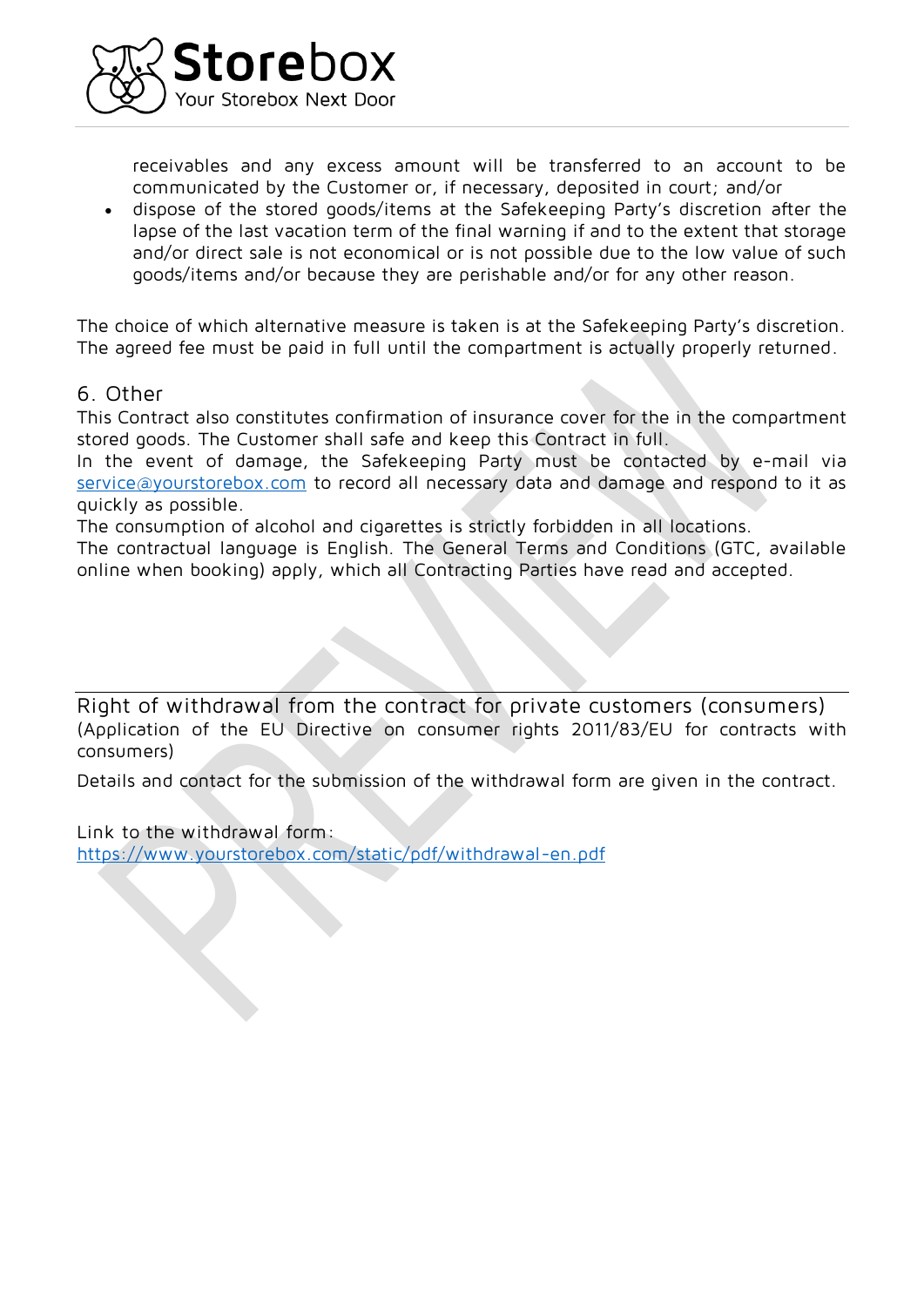- receivables and any excess amount will be transferred to an account to be communicated by the Customer or, if necessary, deposited in court; and/or
- dispose of the stored goods/items at the Safekeeping Party's discretion after the lapse of the last vacation term of the final warning if and to the extent that storage and/or direct sale is not economical or is not possible due to the low value of such goods/items and/or because they are perishable and/or for any other reason.

The choice of which alternative measure is taken is at the Safekeeping Party's discretion. The agreed fee must be paid in full until the compartment is actually properly returned.

## 6. Other

This Contract also constitutes confirmation of insurance cover for the in the compartment stored goods. The Customer shall safe and keep this Contract in full.
In the event of damage, the Safekeeping Party must be contacted by e-mail via service@yourstorebox.com to record all necessary data and damage and respond to it as quickly as possible.
The consumption of alcohol and cigarettes is strictly forbidden in all locations.
The contractual language is English. The General Terms and Conditions (GTC, available online when booking) apply, which all Contracting Parties have read and accepted.

---

## Right of withdrawal from the contract for private customers (consumers)

(Application of the EU Directive on consumer rights 2011/83/EU for contracts with consumers)

Details and contact for the submission of the withdrawal form are given in the contract.

Link to the withdrawal form:
https://www.yourstorebox.com/static/pdf/withdrawal-en.pdf